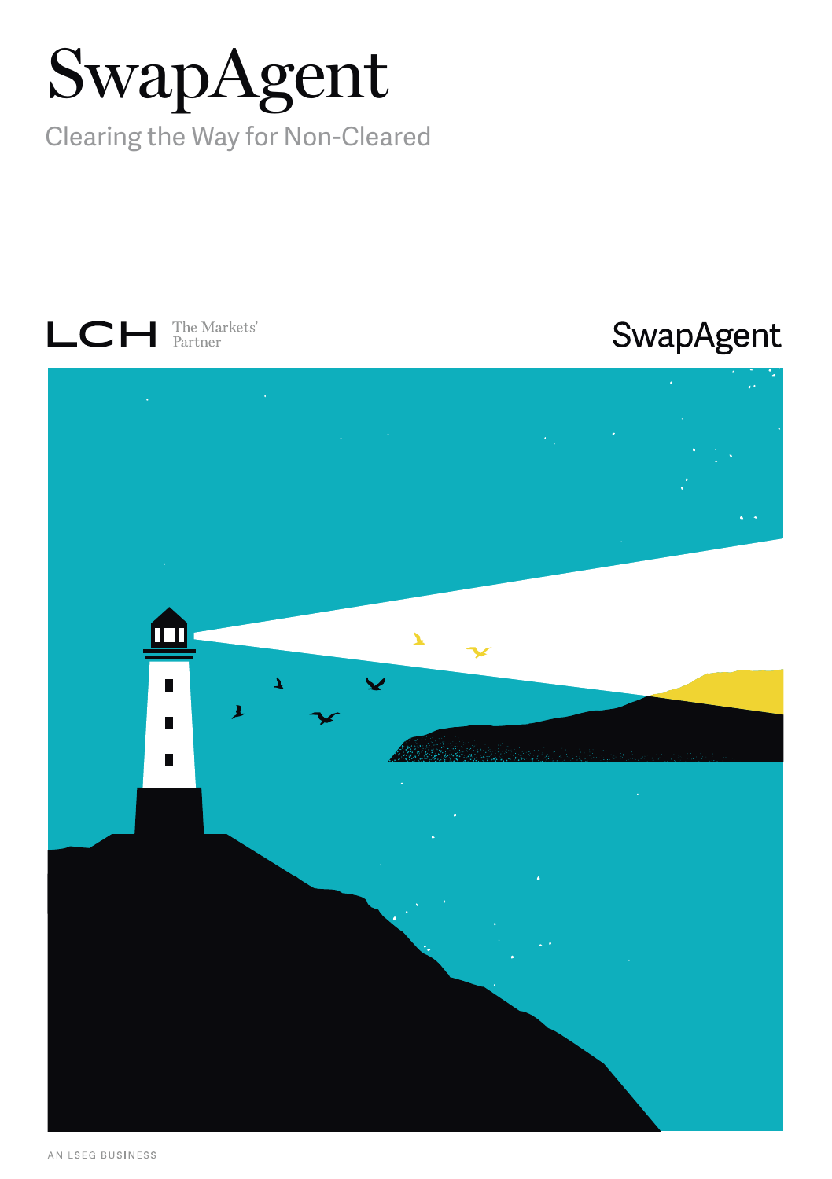# SwapAgent

Clearing the Way for Non-Cleared

LCH The Markets' Partner

SwapAgent

AN LSEG BUSINESS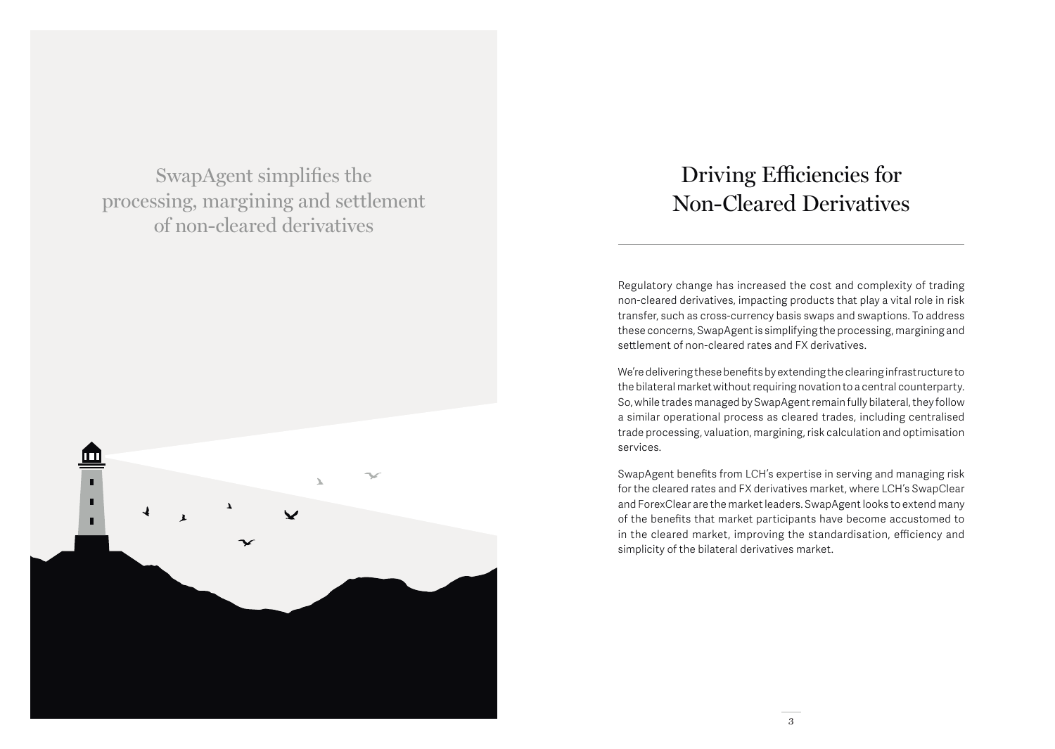SwapAgent simplifies the processing, margining and settlement of non-cleared derivatives

# Driving Efficiencies for Non-Cleared Derivatives

Regulatory change has increased the cost and complexity of trading non-cleared derivatives, impacting products that play a vital role in risk transfer, such as cross-currency basis swaps and swaptions. To address these concerns, SwapAgent is simplifying the processing, margining and settlement of non-cleared rates and FX derivatives.

We're delivering these benefits by extending the clearing infrastructure to the bilateral market without requiring novation to a central counterparty. So, while trades managed by SwapAgent remain fully bilateral, they follow a similar operational process as cleared trades, including centralised trade processing, valuation, margining, risk calculation and optimisation services.

SwapAgent benefits from LCH's expertise in serving and managing risk for the cleared rates and FX derivatives market, where LCH's SwapClear and ForexClear are the market leaders. SwapAgent looks to extend many of the benefits that market participants have become accustomed to in the cleared market, improving the standardisation, efficiency and simplicity of the bilateral derivatives market.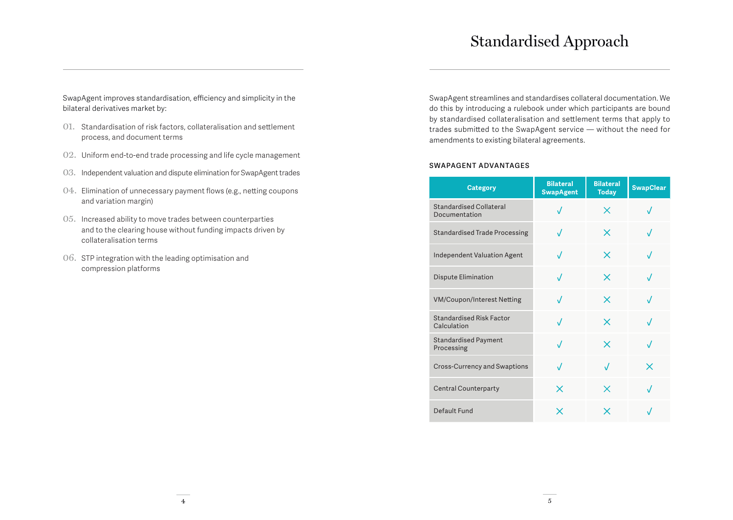SwapAgent improves standardisation, efficiency and simplicity in the bilateral derivatives market by:

01. Standardisation of risk factors, collateralisation and settlement process, and document terms
02. Uniform end-to-end trade processing and life cycle management
03. Independent valuation and dispute elimination for SwapAgent trades
04. Elimination of unnecessary payment flows (e.g., netting coupons and variation margin)
05. Increased ability to move trades between counterparties and to the clearing house without funding impacts driven by collateralisation terms
06. STP integration with the leading optimisation and compression platforms

# Standardised Approach

SwapAgent streamlines and standardises collateral documentation. We do this by introducing a rulebook under which participants are bound by standardised collateralisation and settlement terms that apply to trades submitted to the SwapAgent service — without the need for amendments to existing bilateral agreements.

**SWAPAGENT ADVANTAGES**

| Category | Bilateral SwapAgent | Bilateral Today | SwapClear |
|---|---|---|---|
| Standardised Collateral Documentation | √ | × | √ |
| Standardised Trade Processing | √ | × | √ |
| Independent Valuation Agent | √ | × | √ |
| Dispute Elimination | √ | × | √ |
| VM/Coupon/Interest Netting | √ | × | √ |
| Standardised Risk Factor Calculation | √ | × | √ |
| Standardised Payment Processing | √ | × | √ |
| Cross-Currency and Swaptions | √ | √ | × |
| Central Counterparty | × | × | √ |
| Default Fund | × | × | √ |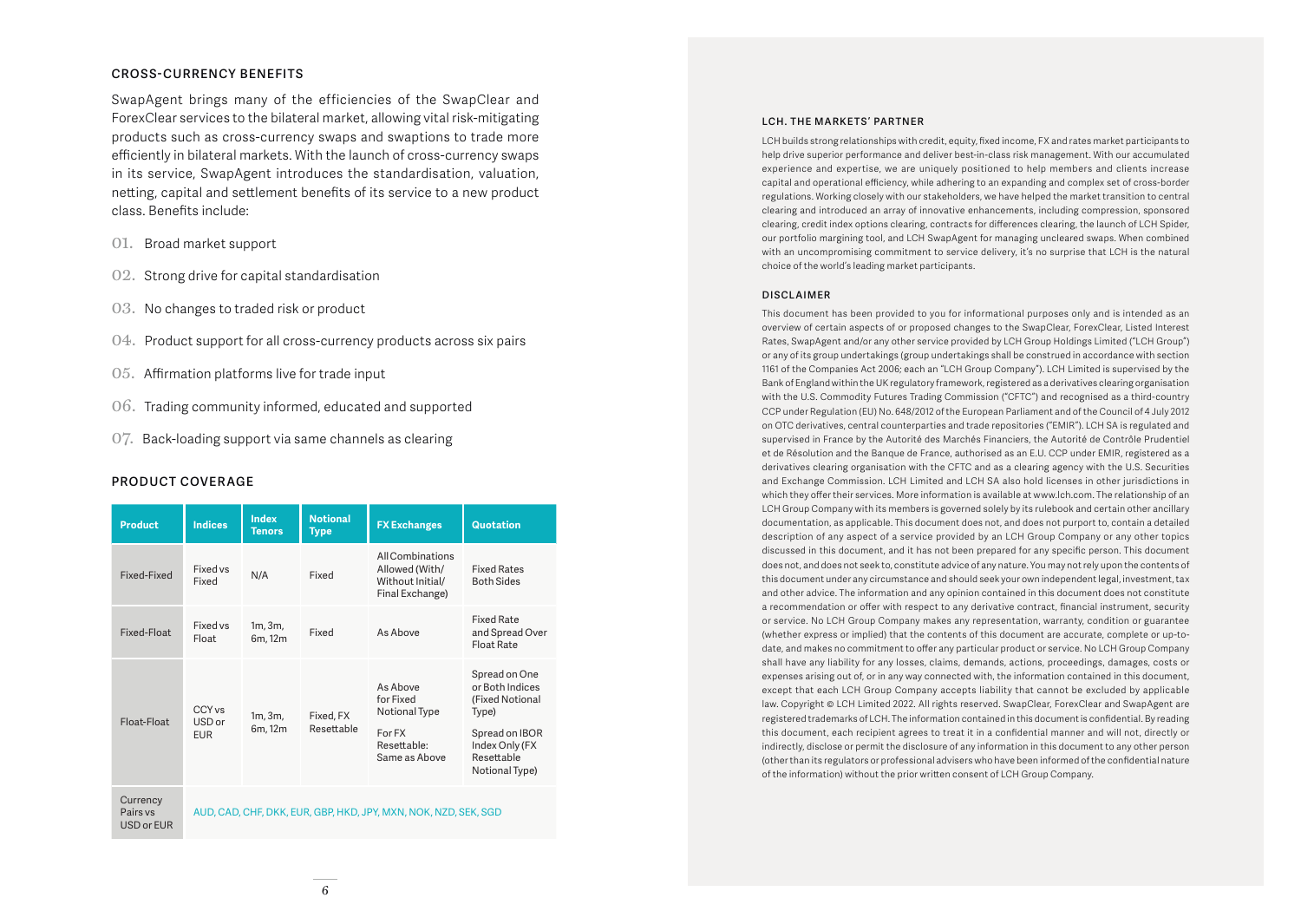## CROSS-CURRENCY BENEFITS

SwapAgent brings many of the efficiencies of the SwapClear and ForexClear services to the bilateral market, allowing vital risk-mitigating products such as cross-currency swaps and swaptions to trade more efficiently in bilateral markets. With the launch of cross-currency swaps in its service, SwapAgent introduces the standardisation, valuation, netting, capital and settlement benefits of its service to a new product class. Benefits include:

01. Broad market support
02. Strong drive for capital standardisation
03. No changes to traded risk or product
04. Product support for all cross-currency products across six pairs
05. Affirmation platforms live for trade input
06. Trading community informed, educated and supported
07. Back-loading support via same channels as clearing

## PRODUCT COVERAGE

| Product | Indices | Index Tenors | Notional Type | FX Exchanges | Quotation |
|---|---|---|---|---|---|
| Fixed-Fixed | Fixed vs Fixed | N/A | Fixed | All Combinations Allowed (With/ Without Initial/ Final Exchange) | Fixed Rates Both Sides |
| Fixed-Float | Fixed vs Float | 1m, 3m, 6m, 12m | Fixed | As Above | Fixed Rate and Spread Over Float Rate |
| Float-Float | CCY vs USD or EUR | 1m, 3m, 6m, 12m | Fixed, FX Resettable | As Above for Fixed Notional Type<br>For FX Resettable: Same as Above | Spread on One or Both Indices (Fixed Notional Type)<br>Spread on IBOR Index Only (FX Resettable Notional Type) |
| Currency Pairs vs USD or EUR | AUD, CAD, CHF, DKK, EUR, GBP, HKD, JPY, MXN, NOK, NZD, SEK, SGD | | | | |

## LCH. THE MARKETS' PARTNER

LCH builds strong relationships with credit, equity, fixed income, FX and rates market participants to help drive superior performance and deliver best-in-class risk management. With our accumulated experience and expertise, we are uniquely positioned to help members and clients increase capital and operational efficiency, while adhering to an expanding and complex set of cross-border regulations. Working closely with our stakeholders, we have helped the market transition to central clearing and introduced an array of innovative enhancements, including compression, sponsored clearing, credit index options clearing, contracts for differences clearing, the launch of LCH Spider, our portfolio margining tool, and LCH SwapAgent for managing uncleared swaps. When combined with an uncompromising commitment to service delivery, it's no surprise that LCH is the natural choice of the world's leading market participants.

## DISCLAIMER

This document has been provided to you for informational purposes only and is intended as an overview of certain aspects of or proposed changes to the SwapClear, ForexClear, Listed Interest Rates, SwapAgent and/or any other service provided by LCH Group Holdings Limited ("LCH Group") or any of its group undertakings (group undertakings shall be construed in accordance with section 1161 of the Companies Act 2006; each an "LCH Group Company"). LCH Limited is supervised by the Bank of England within the UK regulatory framework, registered as a derivatives clearing organisation with the U.S. Commodity Futures Trading Commission ("CFTC") and recognised as a third-country CCP under Regulation (EU) No. 648/2012 of the European Parliament and of the Council of 4 July 2012 on OTC derivatives, central counterparties and trade repositories ("EMIR"). LCH SA is regulated and supervised in France by the Autorité des Marchés Financiers, the Autorité de Contrôle Prudentiel et de Résolution and the Banque de France, authorised as an E.U. CCP under EMIR, registered as a derivatives clearing organisation with the CFTC and as a clearing agency with the U.S. Securities and Exchange Commission. LCH Limited and LCH SA also hold licenses in other jurisdictions in which they offer their services. More information is available at www.lch.com. The relationship of an LCH Group Company with its members is governed solely by its rulebook and certain other ancillary documentation, as applicable. This document does not, and does not purport to, contain a detailed description of any aspect of a service provided by an LCH Group Company or any other topics discussed in this document, and it has not been prepared for any specific person. This document does not, and does not seek to, constitute advice of any nature. You may not rely upon the contents of this document under any circumstance and should seek your own independent legal, investment, tax and other advice. The information and any opinion contained in this document does not constitute a recommendation or offer with respect to any derivative contract, financial instrument, security or service. No LCH Group Company makes any representation, warranty, condition or guarantee (whether express or implied) that the contents of this document are accurate, complete or up-to-date, and makes no commitment to offer any particular product or service. No LCH Group Company shall have any liability for any losses, claims, demands, actions, proceedings, damages, costs or expenses arising out of, or in any way connected with, the information contained in this document, except that each LCH Group Company accepts liability that cannot be excluded by applicable law. Copyright © LCH Limited 2022. All rights reserved. SwapClear, ForexClear and SwapAgent are registered trademarks of LCH. The information contained in this document is confidential. By reading this document, each recipient agrees to treat it in a confidential manner and will not, directly or indirectly, disclose or permit the disclosure of any information in this document to any other person (other than its regulators or professional advisers who have been informed of the confidential nature of the information) without the prior written consent of LCH Group Company.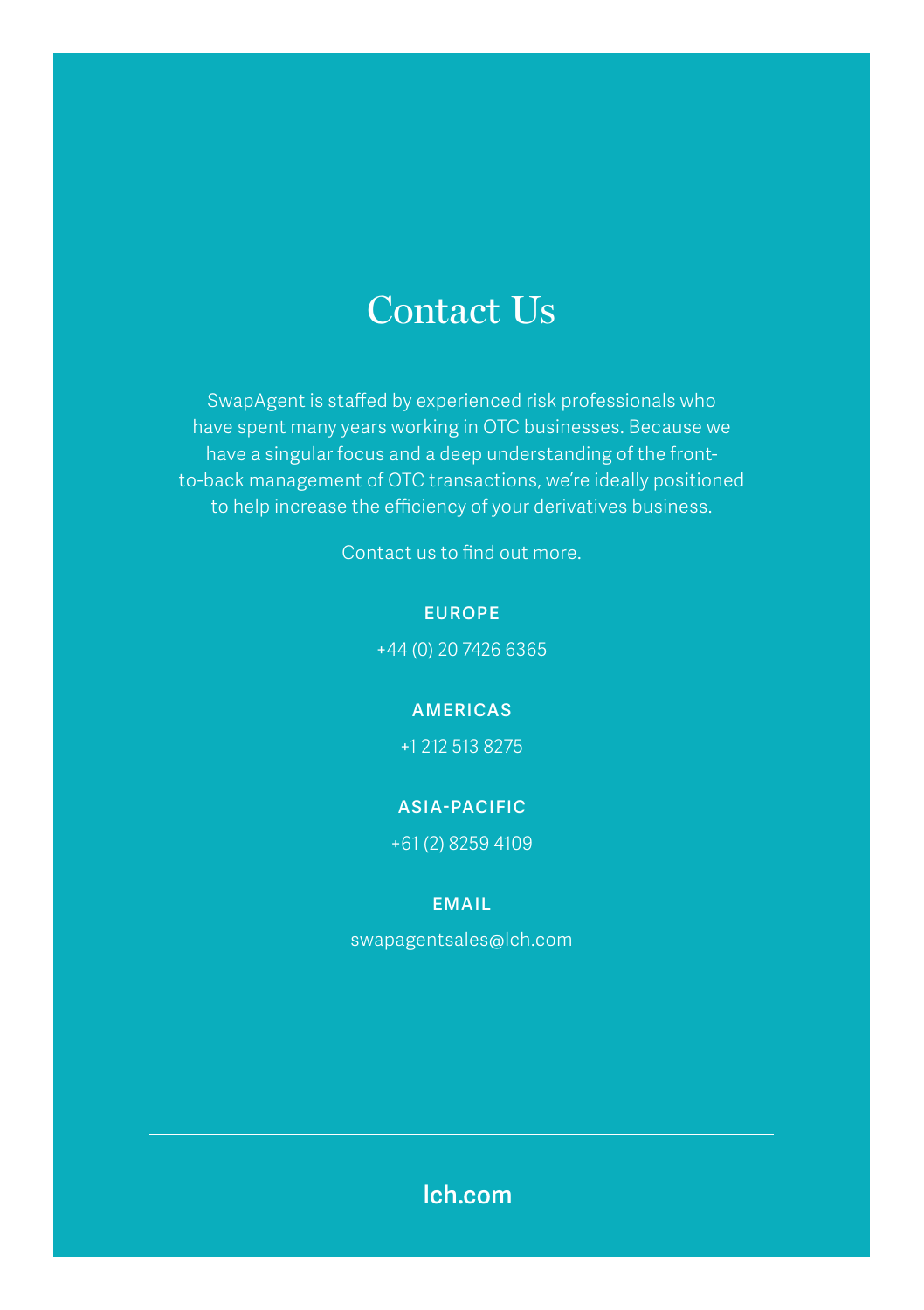# Contact Us

SwapAgent is staffed by experienced risk professionals who have spent many years working in OTC businesses. Because we have a singular focus and a deep understanding of the front-to-back management of OTC transactions, we're ideally positioned to help increase the efficiency of your derivatives business.

Contact us to find out more.

**EUROPE**

+44 (0) 20 7426 6365

**AMERICAS**

+1 212 513 8275

**ASIA-PACIFIC**

+61 (2) 8259 4109

**EMAIL**

swapagentsales@lch.com

---

**lch.com**